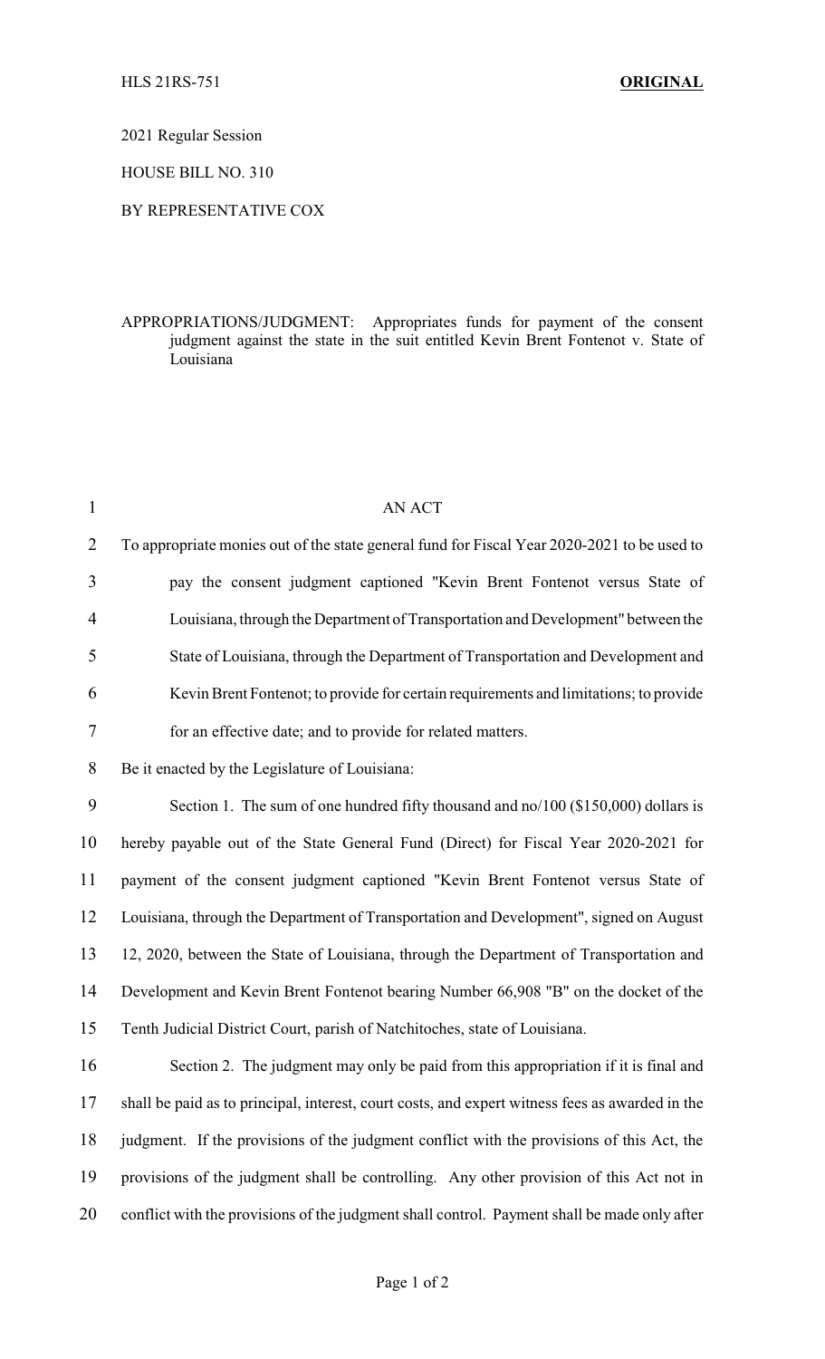HLS 21RS-751 **ORIGINAL**

2021 Regular Session

HOUSE BILL NO. 310

BY REPRESENTATIVE COX

APPROPRIATIONS/JUDGMENT: Appropriates funds for payment of the consent judgment against the state in the suit entitled Kevin Brent Fontenot v. State of Louisiana

AN ACT

To appropriate monies out of the state general fund for Fiscal Year 2020-2021 to be used to pay the consent judgment captioned "Kevin Brent Fontenot versus State of Louisiana, through the Department of Transportation and Development" between the State of Louisiana, through the Department of Transportation and Development and Kevin Brent Fontenot; to provide for certain requirements and limitations; to provide for an effective date; and to provide for related matters.

Be it enacted by the Legislature of Louisiana:

Section 1. The sum of one hundred fifty thousand and no/100 ($150,000) dollars is hereby payable out of the State General Fund (Direct) for Fiscal Year 2020-2021 for payment of the consent judgment captioned "Kevin Brent Fontenot versus State of Louisiana, through the Department of Transportation and Development", signed on August 12, 2020, between the State of Louisiana, through the Department of Transportation and Development and Kevin Brent Fontenot bearing Number 66,908 "B" on the docket of the Tenth Judicial District Court, parish of Natchitoches, state of Louisiana.

Section 2. The judgment may only be paid from this appropriation if it is final and shall be paid as to principal, interest, court costs, and expert witness fees as awarded in the judgment. If the provisions of the judgment conflict with the provisions of this Act, the provisions of the judgment shall be controlling. Any other provision of this Act not in conflict with the provisions of the judgment shall control. Payment shall be made only after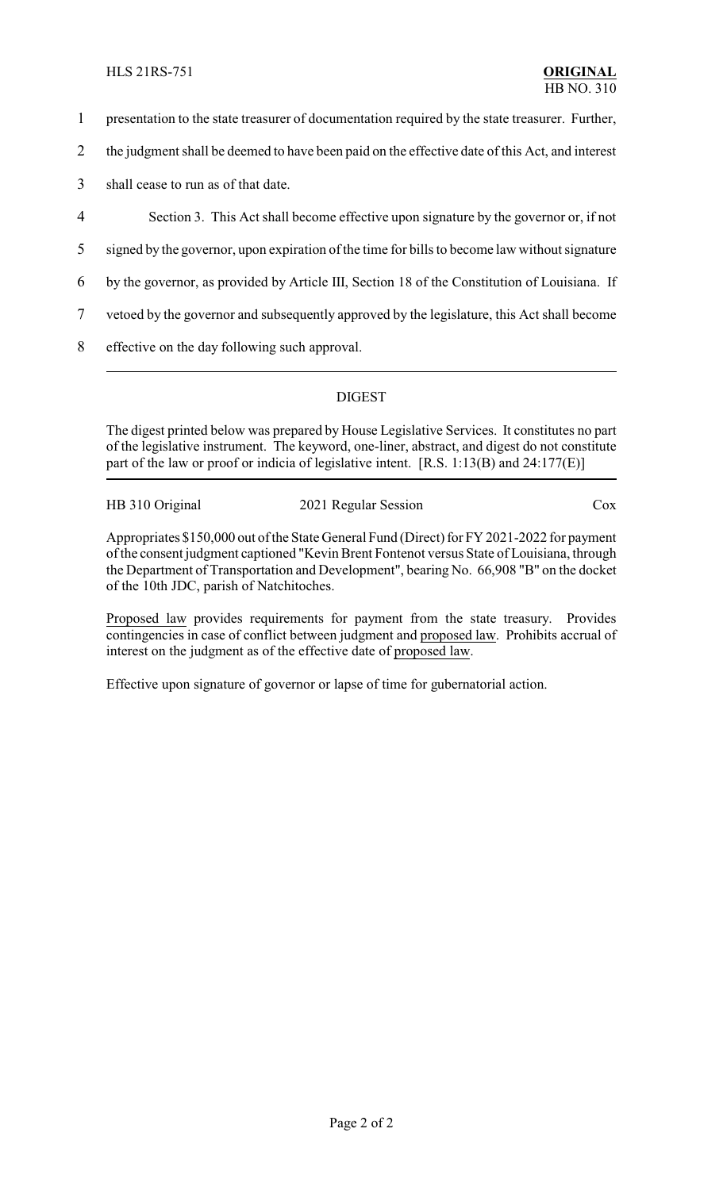presentation to the state treasurer of documentation required by the state treasurer. Further, the judgment shall be deemed to have been paid on the effective date of this Act, and interest shall cease to run as of that date.

Section 3. This Act shall become effective upon signature by the governor or, if not signed by the governor, upon expiration of the time for bills to become law without signature by the governor, as provided by Article III, Section 18 of the Constitution of Louisiana. If vetoed by the governor and subsequently approved by the legislature, this Act shall become effective on the day following such approval.

---

## DIGEST

The digest printed below was prepared by House Legislative Services. It constitutes no part of the legislative instrument. The keyword, one-liner, abstract, and digest do not constitute part of the law or proof or indicia of legislative intent. [R.S. 1:13(B) and 24:177(E)]

---

HB 310 Original 2021 Regular Session Cox

Appropriates $150,000 out of the State General Fund (Direct) for FY 2021-2022 for payment of the consent judgment captioned "Kevin Brent Fontenot versus State of Louisiana, through the Department of Transportation and Development", bearing No. 66,908 "B" on the docket of the 10th JDC, parish of Natchitoches.

Proposed law provides requirements for payment from the state treasury. Provides contingencies in case of conflict between judgment and proposed law. Prohibits accrual of interest on the judgment as of the effective date of proposed law.

Effective upon signature of governor or lapse of time for gubernatorial action.